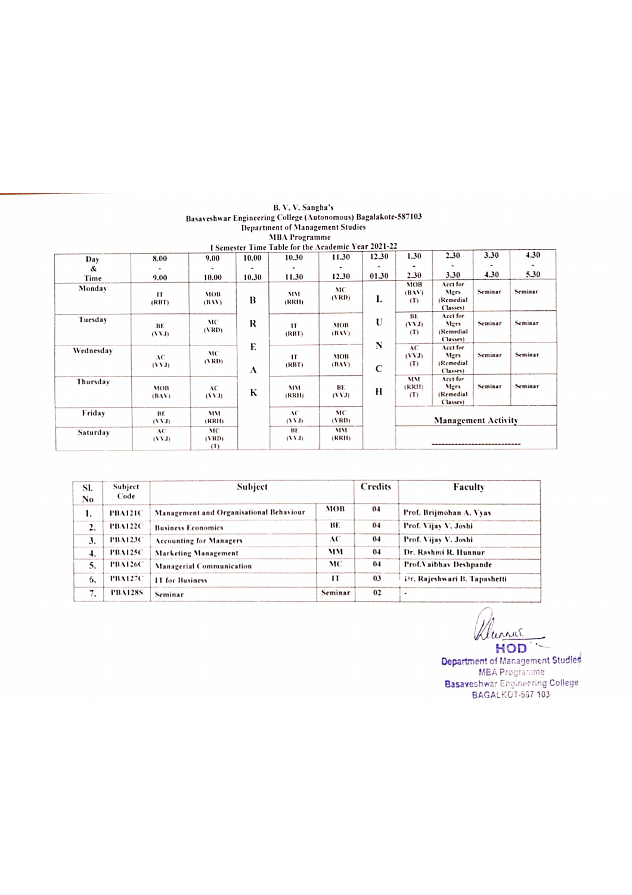B. V. V. Sangha's

Basaveshwar Engineering College (Autonomous) Bagalakote-587103

Department of Management Studies

MBA Programme

I Semester Time Table for the Academic Year 2021-22

| Day & Time | 8.00 - 9.00 | 9.00 - 10.00 | 10.00 - 10.30 | 10.30 - 11.30 | 11.30 - 12.30 | 12.30 - 01.30 | 1.30 - 2.30 | 2.30 - 3.30 | 3.30 - 4.30 | 4.30 - 5.30 |
|---|---|---|---|---|---|---|---|---|---|---|
| Monday | IT (RBT) | MOB (BAV) | B | MM (RRH) | MC (VRD) | L | MOB (BAV) (T) | Acct for Mgrs (Remedial Classes) | Seminar | Seminar |
| Tuesday | BE (VVJ) | MC (VRD) | R | IT (RBT) | MOB (BAV) | U | BE (VVJ) (T) | Acct for Mgrs (Remedial Classes) | Seminar | Seminar |
| Wednesday | AC (VVJ) | MC (VRD) | E A | IT (RBT) | MOB (BAV) | N C | AC (VVJ) (T) | Acct for Mgrs (Remedial Classes) | Seminar | Seminar |
| Thursday | MOB (BAV) | AC (VVJ) | K | MM (RRH) | BE (VVJ) | H | MM (RRH) (T) | Acct for Mgrs (Remedial Classes) | Seminar | Seminar |
| Friday | BE (VVJ) | MM (RRH) | | AC (VVJ) | MC (VRD) | | Management Activity | | | |
| Saturday | AC (VVJ) | MC (VRD) (T) | | BE (VVJ) | MM (RRH) | | ---------------------------- | | | |

| Sl. No | Subject Code | Subject | | Credits | Faculty |
|---|---|---|---|---|---|
| 1. | PBA121C | Management and Organisational Behaviour | MOB | 04 | Prof. Brijmohan A. Vyas |
| 2. | PBA122C | Business Economics | BE | 04 | Prof. Vijay V. Joshi |
| 3. | PBA123C | Accounting for Managers | AC | 04 | Prof. Vijay V. Joshi |
| 4. | PBA125C | Marketing Management | MM | 04 | Dr. Rashmi R. Hunnur |
| 5. | PBA126C | Managerial Communication | MC | 04 | Prof.Vaibhav Deshpande |
| 6. | PBA127C | IT for Business | IT | 03 | Dr. Rajeshwari B. Tapashetti |
| 7. | PBA128S | Seminar | Seminar | 02 | - |

HOD

Department of Management Studies

MBA Programme

Basaveshwar Engineering College

BAGALKOT-587 103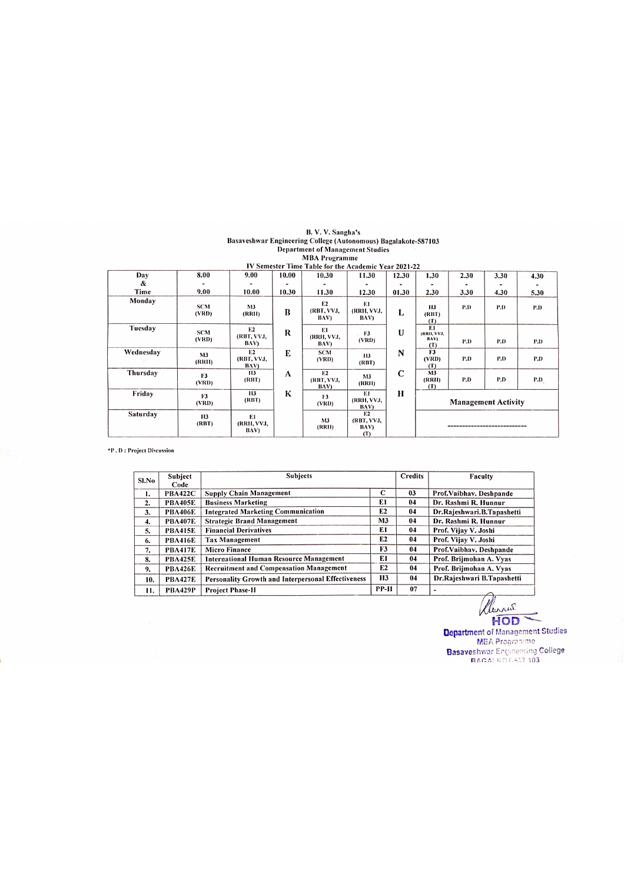B. V. V. Sangha's
Basaveshwar Engineering College (Autonomous) Bagalakote-587103
Department of Management Studies
MBA Programme
IV Semester Time Table for the Academic Year 2021-22

| Day & Time | 8.00 - 9.00 | 9.00 - 10.00 | 10.00 - 10.30 | 10.30 - 11.30 | 11.30 - 12.30 | 12.30 - 01.30 | 1.30 - 2.30 | 2.30 - 3.30 | 3.30 - 4.30 | 4.30 - 5.30 |
|---|---|---|---|---|---|---|---|---|---|---|
| Monday | SCM (VRD) | M3 (RRH) | B | E2 (RBT, VVJ, BAV) | E1 (RRH, VVJ, BAV) | L | H3 (RBT) (T) | P.D | P.D | P.D |
| Tuesday | SCM (VRD) | E2 (RBT, VVJ, BAV) | R | E1 (RRH, VVJ, BAV) | F3 (VRD) | U | E1 (RRH, VVJ, BAV) (T) | P.D | P.D | P.D |
| Wednesday | M3 (RRH) | E2 (RBT, VVJ, BAV) | E | SCM (VRD) | H3 (RBT) | N | F3 (VRD) (T) | P.D | P.D | P.D |
| Thursday | F3 (VRD) | H3 (RBT) | A | E2 (RBT, VVJ, BAV) | M3 (RRH) | C | M3 (RRH) (T) | P.D | P.D | P.D |
| Friday | F3 (VRD) | H3 (RBT) | K | F3 (VRD) | E1 (RRH, VVJ, BAV) | H | Management Activity | | | |
| Saturday | H3 (RBT) | E1 (RRH, VVJ, BAV) | | M3 (RRH) | E2 (RBT, VVJ, BAV) (T) | | ---------------------------- | | | |

*P . D : Project Discussion

| Sl.No | Subject Code | Subjects | | Credits | Faculty |
|---|---|---|---|---|---|
| 1. | PBA422C | Supply Chain Management | C | 03 | Prof.Vaibhav. Deshpande |
| 2. | PBA405E | Business Marketing | E1 | 04 | Dr. Rashmi R. Hunnur |
| 3. | PBA406E | Integrated Marketing Communication | E2 | 04 | Dr.Rajeshwari.B.Tapashetti |
| 4. | PBA407E | Strategic Brand Management | M3 | 04 | Dr. Rashmi R. Hunnur |
| 5. | PBA415E | Financial Derivatives | E1 | 04 | Prof. Vijay V. Joshi |
| 6. | PBA416E | Tax Management | E2 | 04 | Prof. Vijay V. Joshi |
| 7. | PBA417E | Micro Finance | F3 | 04 | Prof.Vaibhav. Deshpande |
| 8. | PBA425E | International Human Resource Management | E1 | 04 | Prof. Brijmohan A. Vyas |
| 9. | PBA426E | Recruitment and Compensation Management | E2 | 04 | Prof. Brijmohan A. Vyas |
| 10. | PBA427E | Personality Growth and Interpersonal Effectiveness | H3 | 04 | Dr.Rajeshwari B.Tapashetti |
| 11. | PBA429P | Project Phase-II | PP-II | 07 | - |

HOD
Department of Management Studies
MBA Programme
Basaveshwar Engineering College
BAGALKOT-587 103